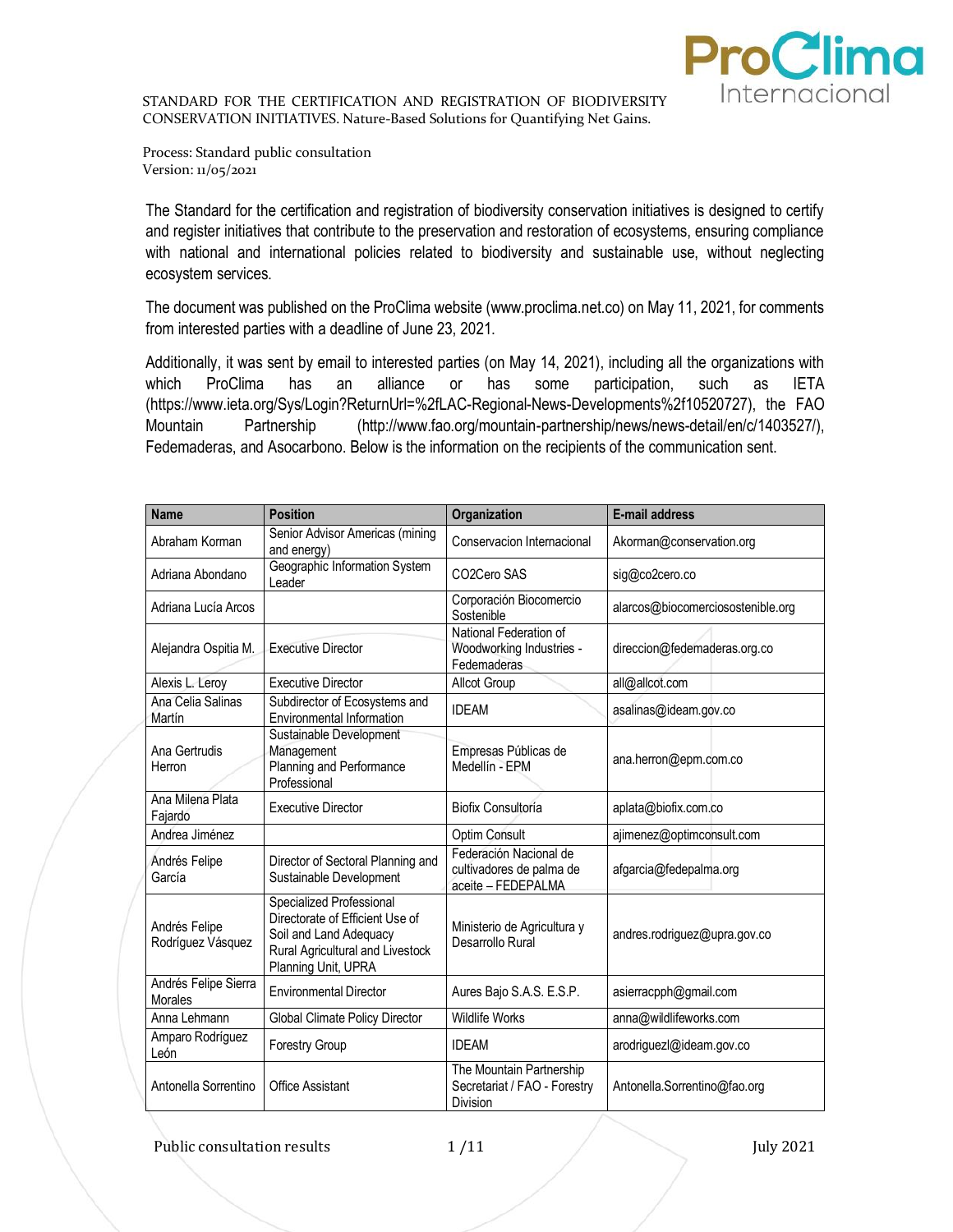STANDARD FOR THE CERTIFICATION AND REGISTRATION OF BIODIVERSITY CONSERVATION INITIATIVES. Nature-Based Solutions for Quantifying Net Gains.

Process: Standard public consultation
Version: 11/05/2021

The Standard for the certification and registration of biodiversity conservation initiatives is designed to certify and register initiatives that contribute to the preservation and restoration of ecosystems, ensuring compliance with national and international policies related to biodiversity and sustainable use, without neglecting ecosystem services.

The document was published on the ProClima website (www.proclima.net.co) on May 11, 2021, for comments from interested parties with a deadline of June 23, 2021.

Additionally, it was sent by email to interested parties (on May 14, 2021), including all the organizations with which ProClima has an alliance or has some participation, such as IETA (https://www.ieta.org/Sys/Login?ReturnUrl=%2fLAC-Regional-News-Developments%2f10520727), the FAO Mountain Partnership (http://www.fao.org/mountain-partnership/news/news-detail/en/c/1403527/), Fedemaderas, and Asocarbono. Below is the information on the recipients of the communication sent.

| Name | Position | Organization | E-mail address |
|---|---|---|---|
| Abraham Korman | Senior Advisor Americas (mining and energy) | Conservacion Internacional | Akorman@conservation.org |
| Adriana Abondano | Geographic Information System Leader | CO2Cero SAS | sig@co2cero.co |
| Adriana Lucía Arcos | | Corporación Biocomercio Sostenible | alarcos@biocomerciosostenible.org |
| Alejandra Ospitia M. | Executive Director | National Federation of Woodworking Industries - Fedemaderas | direccion@fedemaderas.org.co |
| Alexis L. Leroy | Executive Director | Allcot Group | all@allcot.com |
| Ana Celia Salinas Martín | Subdirector of Ecosystems and Environmental Information | IDEAM | asalinas@ideam.gov.co |
| Ana Gertrudis Herron | Sustainable Development Management Planning and Performance Professional | Empresas Públicas de Medellín - EPM | ana.herron@epm.com.co |
| Ana Milena Plata Fajardo | Executive Director | Biofix Consultoría | aplata@biofix.com.co |
| Andrea Jiménez | | Optim Consult | ajimenez@optimconsult.com |
| Andrés Felipe García | Director of Sectoral Planning and Sustainable Development | Federación Nacional de cultivadores de palma de aceite – FEDEPALMA | afgarcia@fedepalma.org |
| Andrés Felipe Rodríguez Vásquez | Specialized Professional Directorate of Efficient Use of Soil and Land Adequacy Rural Agricultural and Livestock Planning Unit, UPRA | Ministerio de Agricultura y Desarrollo Rural | andres.rodriguez@upra.gov.co |
| Andrés Felipe Sierra Morales | Environmental Director | Aures Bajo S.A.S. E.S.P. | asierracpph@gmail.com |
| Anna Lehmann | Global Climate Policy Director | Wildlife Works | anna@wildlifeworks.com |
| Amparo Rodríguez León | Forestry Group | IDEAM | arodriguezl@ideam.gov.co |
| Antonella Sorrentino | Office Assistant | The Mountain Partnership Secretariat / FAO - Forestry Division | Antonella.Sorrentino@fao.org |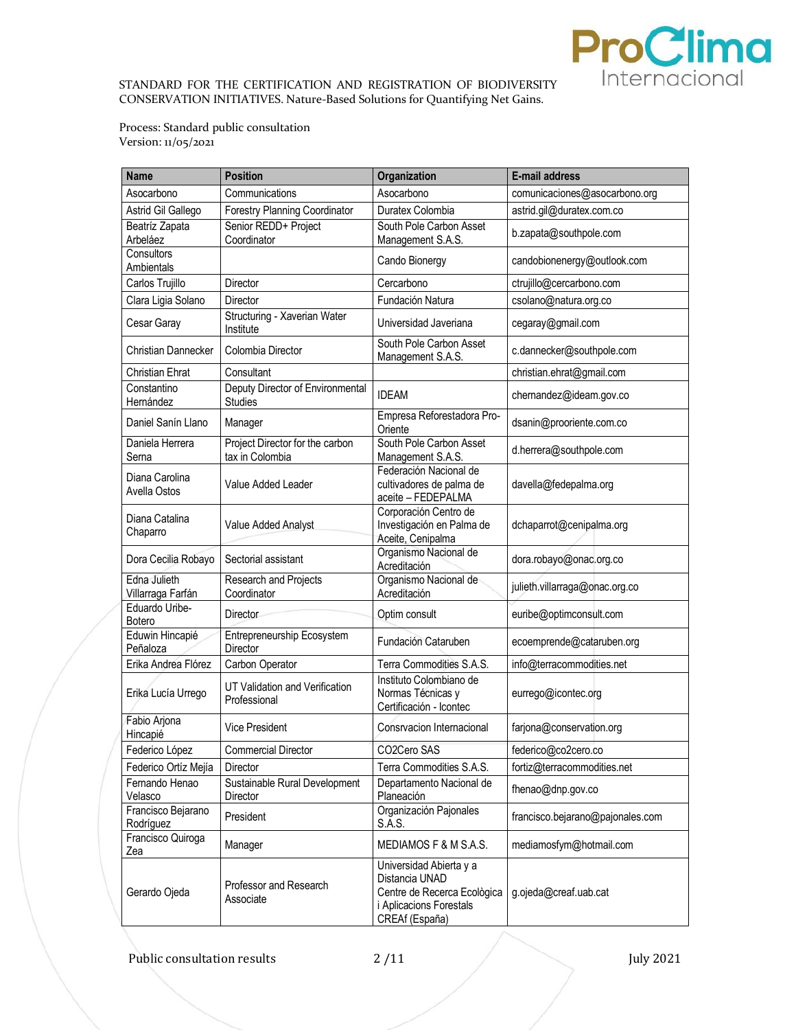STANDARD FOR THE CERTIFICATION AND REGISTRATION OF BIODIVERSITY CONSERVATION INITIATIVES. Nature-Based Solutions for Quantifying Net Gains.

Process: Standard public consultation
Version: 11/05/2021

| Name | Position | Organization | E-mail address |
|---|---|---|---|
| Asocarbono | Communications | Asocarbono | comunicaciones@asocarbono.org |
| Astrid Gil Gallego | Forestry Planning Coordinator | Duratex Colombia | astrid.gil@duratex.com.co |
| Beatríz Zapata Arbeláez | Senior REDD+ Project Coordinator | South Pole Carbon Asset Management S.A.S. | b.zapata@southpole.com |
| Consultors Ambientals | | Cando Bionergy | candobionenergy@outlook.com |
| Carlos Trujillo | Director | Cercarbono | ctrujillo@cercarbono.com |
| Clara Ligia Solano | Director | Fundación Natura | csolano@natura.org.co |
| Cesar Garay | Structuring - Xaverian Water Institute | Universidad Javeriana | cegaray@gmail.com |
| Christian Dannecker | Colombia Director | South Pole Carbon Asset Management S.A.S. | c.dannecker@southpole.com |
| Christian Ehrat | Consultant | | christian.ehrat@gmail.com |
| Constantino Hernández | Deputy Director of Environmental Studies | IDEAM | chernandez@ideam.gov.co |
| Daniel Sanín Llano | Manager | Empresa Reforestadora Pro-Oriente | dsanin@prooriente.com.co |
| Daniela Herrera Serna | Project Director for the carbon tax in Colombia | South Pole Carbon Asset Management S.A.S. | d.herrera@southpole.com |
| Diana Carolina Avella Ostos | Value Added Leader | Federación Nacional de cultivadores de palma de aceite – FEDEPALMA | davella@fedepalma.org |
| Diana Catalina Chaparro | Value Added Analyst | Corporación Centro de Investigación en Palma de Aceite, Cenipalma | dchaparrot@cenipalma.org |
| Dora Cecilia Robayo | Sectorial assistant | Organismo Nacional de Acreditación | dora.robayo@onac.org.co |
| Edna Julieth Villarraga Farfán | Research and Projects Coordinator | Organismo Nacional de Acreditación | julieth.villarraga@onac.org.co |
| Eduardo Uribe-Botero | Director | Optim consult | euribe@optimconsult.com |
| Eduwin Hincapié Peñaloza | Entrepreneurship Ecosystem Director | Fundación Cataruben | ecoemprende@cataruben.org |
| Erika Andrea Flórez | Carbon Operator | Terra Commodities S.A.S. | info@terracommodities.net |
| Erika Lucía Urrego | UT Validation and Verification Professional | Instituto Colombiano de Normas Técnicas y Certificación - Icontec | eurrego@icontec.org |
| Fabio Arjona Hincapié | Vice President | Consrvacion Internacional | farjona@conservation.org |
| Federico López | Commercial Director | CO2Cero SAS | federico@co2cero.co |
| Federico Ortíz Mejía | Director | Terra Commodities S.A.S. | fortiz@terracommodities.net |
| Fernando Henao Velasco | Sustainable Rural Development Director | Departamento Nacional de Planeación | fhenao@dnp.gov.co |
| Francisco Bejarano Rodríguez | President | Organización Pajonales S.A.S. | francisco.bejarano@pajonales.com |
| Francisco Quiroga Zea | Manager | MEDIAMOS F & M S.A.S. | mediamosfym@hotmail.com |
| Gerardo Ojeda | Professor and Research Associate | Universidad Abierta y a Distancia UNAD Centre de Recerca Ecològica i Aplicacions Forestals CREAf (España) | g.ojeda@creaf.uab.cat |

Public consultation results | July 2021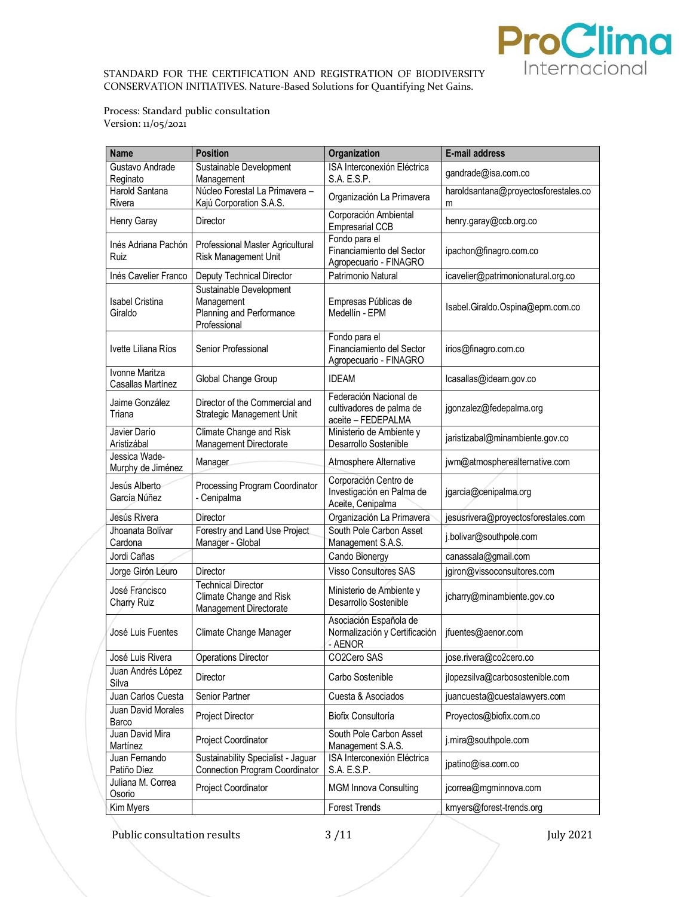STANDARD FOR THE CERTIFICATION AND REGISTRATION OF BIODIVERSITY CONSERVATION INITIATIVES. Nature-Based Solutions for Quantifying Net Gains.

Process: Standard public consultation
Version: 11/05/2021

| Name | Position | Organization | E-mail address |
|---|---|---|---|
| Gustavo Andrade Reginato | Sustainable Development Management | ISA Interconexión Eléctrica S.A. E.S.P. | gandrade@isa.com.co |
| Harold Santana Rivera | Núcleo Forestal La Primavera – Kajú Corporation S.A.S. | Organización La Primavera | haroldsantana@proyectosforestales.com |
| Henry Garay | Director | Corporación Ambiental Empresarial CCB | henry.garay@ccb.org.co |
| Inés Adriana Pachón Ruiz | Professional Master Agricultural Risk Management Unit | Fondo para el Financiamiento del Sector Agropecuario - FINAGRO | ipachon@finagro.com.co |
| Inés Cavelier Franco | Deputy Technical Director | Patrimonio Natural | icavelier@patrimonionatural.org.co |
| Isabel Cristina Giraldo | Sustainable Development Management Planning and Performance Professional | Empresas Públicas de Medellín - EPM | Isabel.Giraldo.Ospina@epm.com.co |
| Ivette Liliana Ríos | Senior Professional | Fondo para el Financiamiento del Sector Agropecuario - FINAGRO | irios@finagro.com.co |
| Ivonne Maritza Casallas Martínez | Global Change Group | IDEAM | Icasallas@ideam.gov.co |
| Jaime González Triana | Director of the Commercial and Strategic Management Unit | Federación Nacional de cultivadores de palma de aceite – FEDEPALMA | jgonzalez@fedepalma.org |
| Javier Darío Aristizábal | Climate Change and Risk Management Directorate | Ministerio de Ambiente y Desarrollo Sostenible | jaristizabal@minambiente.gov.co |
| Jessica Wade-Murphy de Jiménez | Manager | Atmosphere Alternative | jwm@atmospherealternative.com |
| Jesús Alberto García Núñez | Processing Program Coordinator - Cenipalma | Corporación Centro de Investigación en Palma de Aceite, Cenipalma | jgarcia@cenipalma.org |
| Jesús Rivera | Director | Organización La Primavera | jesusrivera@proyectosforestales.com |
| Jhoanata Bolívar Cardona | Forestry and Land Use Project Manager - Global | South Pole Carbon Asset Management S.A.S. | j.bolivar@southpole.com |
| Jordi Cañas | | Cando Bionergy | canassala@gmail.com |
| Jorge Girón Leuro | Director | Visso Consultores SAS | jgiron@vissoconsultores.com |
| José Francisco Charry Ruiz | Technical Director Climate Change and Risk Management Directorate | Ministerio de Ambiente y Desarrollo Sostenible | jcharry@minambiente.gov.co |
| José Luis Fuentes | Climate Change Manager | Asociación Española de Normalización y Certificación - AENOR | jfuentes@aenor.com |
| José Luis Rivera | Operations Director | CO2Cero SAS | jose.rivera@co2cero.co |
| Juan Andrés López Silva | Director | Carbo Sostenible | jlopezsilva@carbosostenible.com |
| Juan Carlos Cuesta | Senior Partner | Cuesta & Asociados | juancuesta@cuestalawyers.com |
| Juan David Morales Barco | Project Director | Biofix Consultoría | Proyectos@biofix.com.co |
| Juan David Mira Martínez | Project Coordinator | South Pole Carbon Asset Management S.A.S. | j.mira@southpole.com |
| Juan Fernando Patiño Díez | Sustainability Specialist - Jaguar Connection Program Coordinator | ISA Interconexión Eléctrica S.A. E.S.P. | jpatino@isa.com.co |
| Juliana M. Correa Osorio | Project Coordinator | MGM Innova Consulting | jcorrea@mgminnova.com |
| Kim Myers | | Forest Trends | kmyers@forest-trends.org |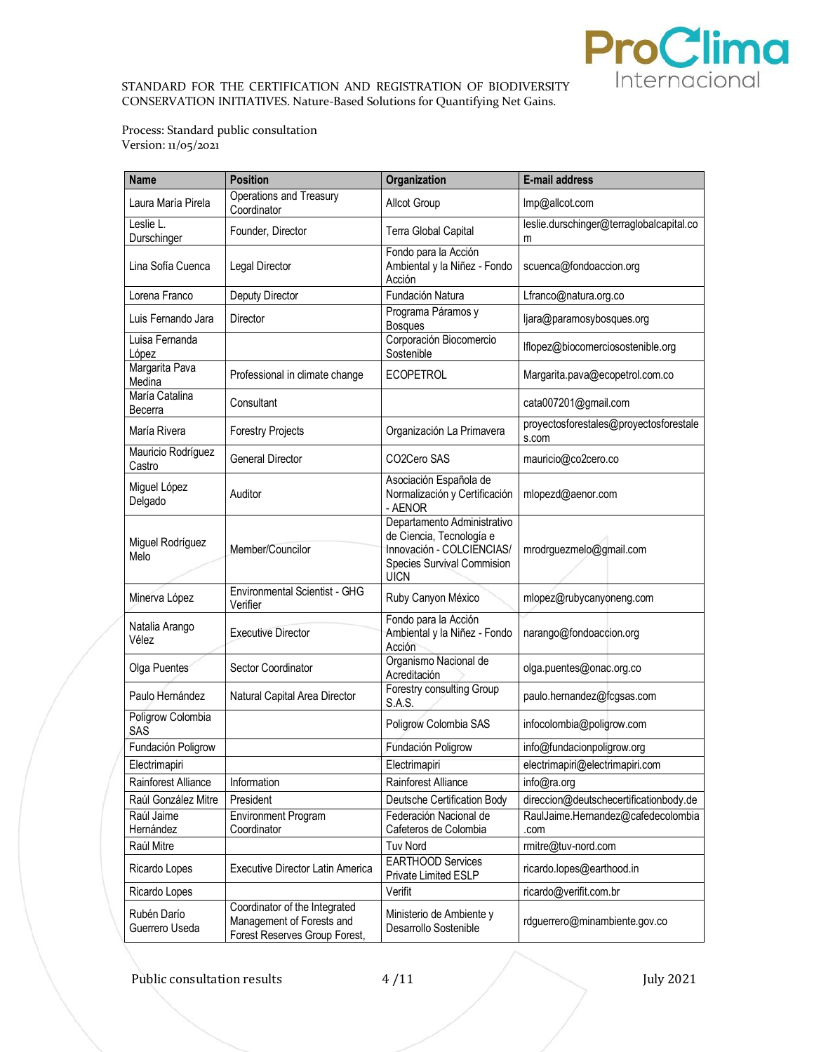STANDARD FOR THE CERTIFICATION AND REGISTRATION OF BIODIVERSITY CONSERVATION INITIATIVES. Nature-Based Solutions for Quantifying Net Gains.

Process: Standard public consultation
Version: 11/05/2021

| Name | Position | Organization | E-mail address |
|---|---|---|---|
| Laura María Pirela | Operations and Treasury Coordinator | Allcot Group | lmp@allcot.com |
| Leslie L. Durschinger | Founder, Director | Terra Global Capital | leslie.durschinger@terraglobalcapital.com |
| Lina Sofía Cuenca | Legal Director | Fondo para la Acción Ambiental y la Niñez - Fondo Acción | scuenca@fondoaccion.org |
| Lorena Franco | Deputy Director | Fundación Natura | Lfranco@natura.org.co |
| Luis Fernando Jara | Director | Programa Páramos y Bosques | ljara@paramosybosques.org |
| Luisa Fernanda López | | Corporación Biocomercio Sostenible | lflopez@biocomerciosostenible.org |
| Margarita Pava Medina | Professional in climate change | ECOPETROL | Margarita.pava@ecopetrol.com.co |
| María Catalina Becerra | Consultant | | cata007201@gmail.com |
| María Rivera | Forestry Projects | Organización La Primavera | proyectosforestales@proyectosforestales.com |
| Mauricio Rodríguez Castro | General Director | CO2Cero SAS | mauricio@co2cero.co |
| Miguel López Delgado | Auditor | Asociación Española de Normalización y Certificación - AENOR | mlopezd@aenor.com |
| Miguel Rodríguez Melo | Member/Councilor | Departamento Administrativo de Ciencia, Tecnología e Innovación - COLCIENCIAS/ Species Survival Commision UICN | mrodrguezmelo@gmail.com |
| Minerva López | Environmental Scientist - GHG Verifier | Ruby Canyon México | mlopez@rubycanyoneng.com |
| Natalia Arango Vélez | Executive Director | Fondo para la Acción Ambiental y la Niñez - Fondo Acción | narango@fondoaccion.org |
| Olga Puentes | Sector Coordinator | Organismo Nacional de Acreditación | olga.puentes@onac.org.co |
| Paulo Hernández | Natural Capital Area Director | Forestry consulting Group S.A.S. | paulo.hernandez@fcgsas.com |
| Poligrow Colombia SAS | | Poligrow Colombia SAS | infocolombia@poligrow.com |
| Fundación Poligrow | | Fundación Poligrow | info@fundacionpoligrow.org |
| Electrimapiri | | Electrimapiri | electrimapiri@electrimapiri.com |
| Rainforest Alliance | Information | Rainforest Alliance | info@ra.org |
| Raúl González Mitre | President | Deutsche Certification Body | direccion@deutschecertificationbody.de |
| Raúl Jaime Hernández | Environment Program Coordinator | Federación Nacional de Cafeteros de Colombia | RaulJaime.Hernandez@cafedecolombia.com |
| Raúl Mitre | | Tuv Nord | rmitre@tuv-nord.com |
| Ricardo Lopes | Executive Director Latin America | EARTHOOD Services Private Limited ESLP | ricardo.lopes@earthood.in |
| Ricardo Lopes | | Verifit | ricardo@verifit.com.br |
| Rubén Darío Guerrero Useda | Coordinator of the Integrated Management of Forests and Forest Reserves Group Forest, | Ministerio de Ambiente y Desarrollo Sostenible | rdguerrero@minambiente.gov.co |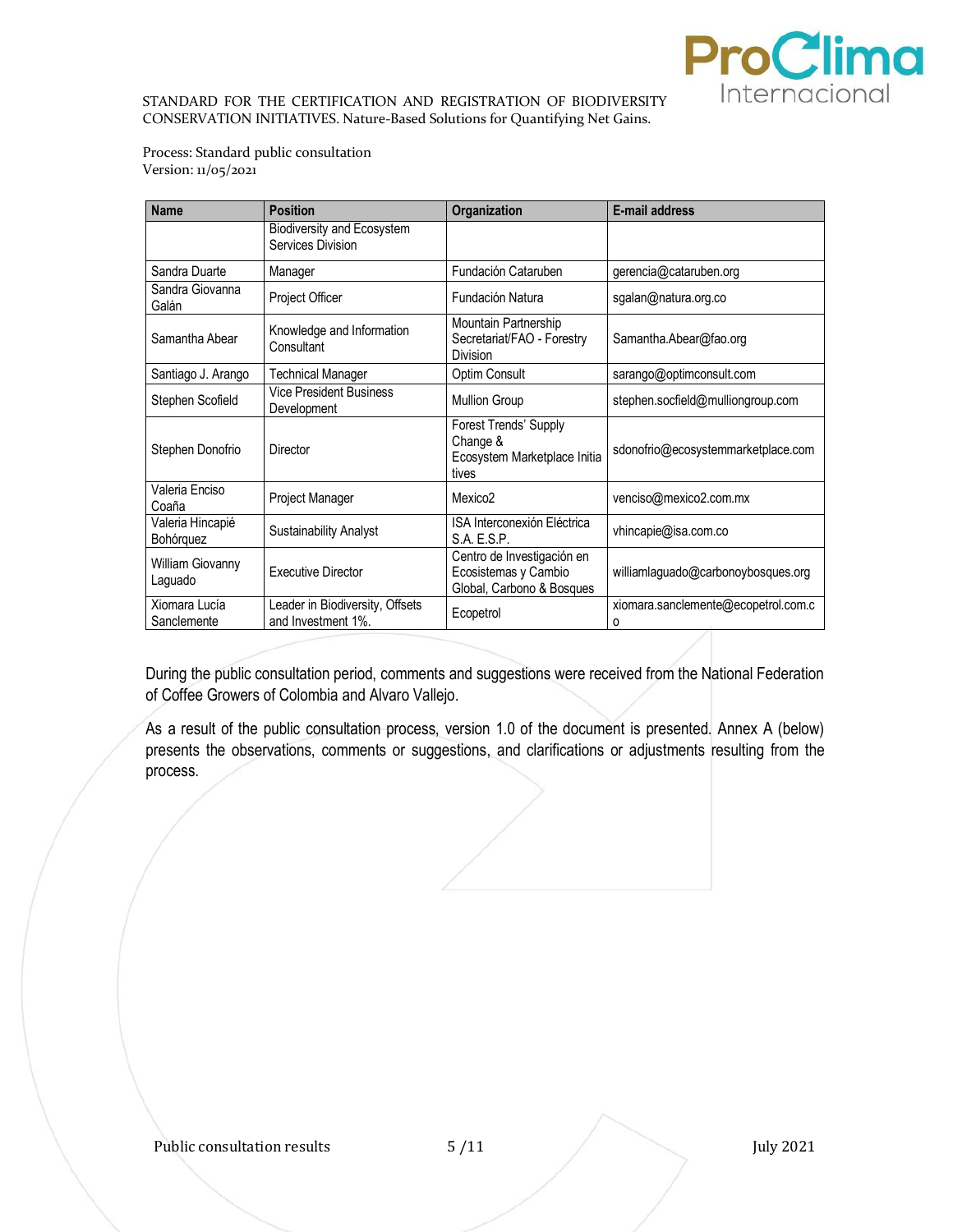STANDARD FOR THE CERTIFICATION AND REGISTRATION OF BIODIVERSITY CONSERVATION INITIATIVES. Nature-Based Solutions for Quantifying Net Gains.

Process: Standard public consultation
Version: 11/05/2021

| Name | Position | Organization | E-mail address |
|---|---|---|---|
| | Biodiversity and Ecosystem Services Division | | |
| Sandra Duarte | Manager | Fundación Cataruben | gerencia@cataruben.org |
| Sandra Giovanna Galán | Project Officer | Fundación Natura | sgalan@natura.org.co |
| Samantha Abear | Knowledge and Information Consultant | Mountain Partnership Secretariat/FAO - Forestry Division | Samantha.Abear@fao.org |
| Santiago J. Arango | Technical Manager | Optim Consult | sarango@optimconsult.com |
| Stephen Scofield | Vice President Business Development | Mullion Group | stephen.socfield@mulliongroup.com |
| Stephen Donofrio | Director | Forest Trends' Supply Change & Ecosystem Marketplace Initia tives | sdonofrio@ecosystemmarketplace.com |
| Valeria Enciso Coaña | Project Manager | Mexico2 | venciso@mexico2.com.mx |
| Valeria Hincapié Bohórquez | Sustainability Analyst | ISA Interconexión Eléctrica S.A. E.S.P. | vhincapie@isa.com.co |
| William Giovanny Laguado | Executive Director | Centro de Investigación en Ecosistemas y Cambio Global, Carbono & Bosques | williamlaguado@carbonoybosques.org |
| Xiomara Lucía Sanclemente | Leader in Biodiversity, Offsets and Investment 1%. | Ecopetrol | xiomara.sanclemente@ecopetrol.com.co |

During the public consultation period, comments and suggestions were received from the National Federation of Coffee Growers of Colombia and Alvaro Vallejo.

As a result of the public consultation process, version 1.0 of the document is presented. Annex A (below) presents the observations, comments or suggestions, and clarifications or adjustments resulting from the process.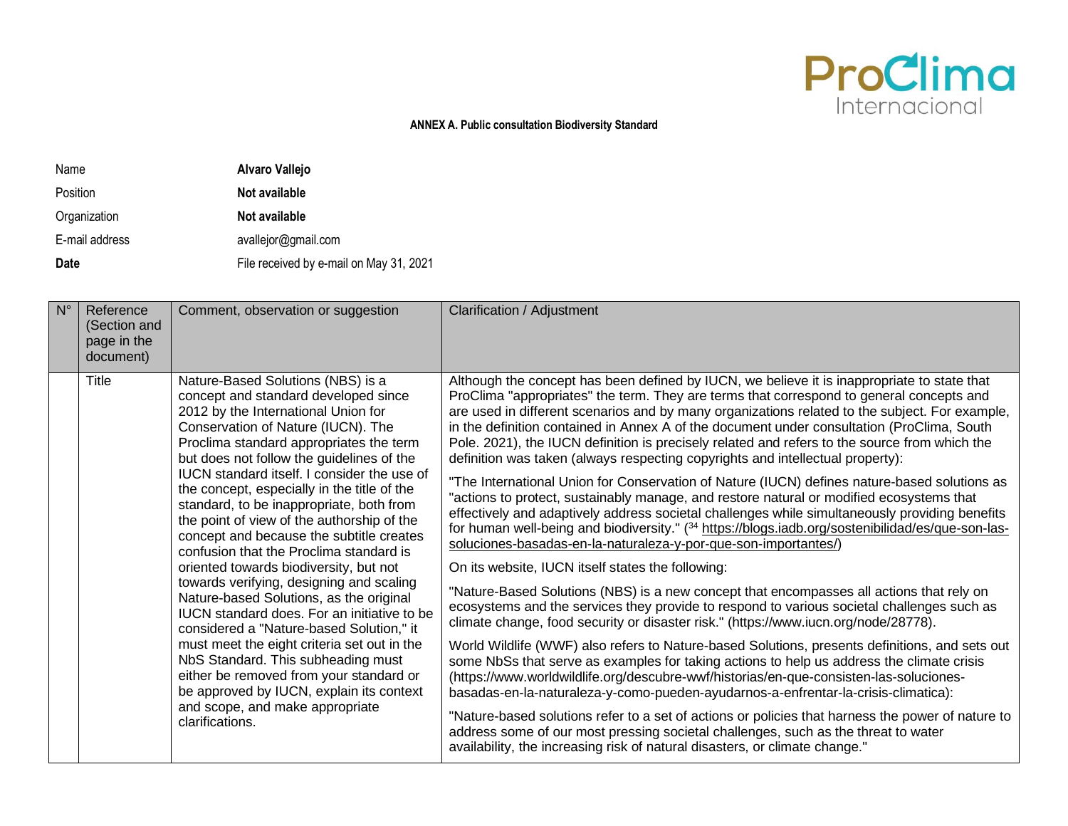**ANNEX A. Public consultation Biodiversity Standard**

| | |
|---|---|
| Name | **Alvaro Vallejo** |
| Position | **Not available** |
| Organization | **Not available** |
| E-mail address | avallejor@gmail.com |
| **Date** | File received by e-mail on May 31, 2021 |

| N° | Reference (Section and page in the document) | Comment, observation or suggestion | Clarification / Adjustment |
|---|---|---|---|
| | Title | Nature-Based Solutions (NBS) is a concept and standard developed since 2012 by the International Union for Conservation of Nature (IUCN). The Proclima standard appropriates the term but does not follow the guidelines of the IUCN standard itself. I consider the use of the concept, especially in the title of the standard, to be inappropriate, both from the point of view of the authorship of the concept and because the subtitle creates confusion that the Proclima standard is oriented towards biodiversity, but not towards verifying, designing and scaling Nature-based Solutions, as the original IUCN standard does. For an initiative to be considered a "Nature-based Solution," it must meet the eight criteria set out in the NbS Standard. This subheading must either be removed from your standard or be approved by IUCN, explain its context and scope, and make appropriate clarifications. | Although the concept has been defined by IUCN, we believe it is inappropriate to state that ProClima "appropriates" the term. They are terms that correspond to general concepts and are used in different scenarios and by many organizations related to the subject. For example, in the definition contained in Annex A of the document under consultation (ProClima, South Pole. 2021), the IUCN definition is precisely related and refers to the source from which the definition was taken (always respecting copyrights and intellectual property):<br><br>"The International Union for Conservation of Nature (IUCN) defines nature-based solutions as "actions to protect, sustainably manage, and restore natural or modified ecosystems that effectively and adaptively address societal challenges while simultaneously providing benefits for human well-being and biodiversity." ([34] https://blogs.iadb.org/sostenibilidad/es/que-son-las-soluciones-basadas-en-la-naturaleza-y-por-que-son-importantes/)<br><br>On its website, IUCN itself states the following:<br><br>"Nature-Based Solutions (NBS) is a new concept that encompasses all actions that rely on ecosystems and the services they provide to respond to various societal challenges such as climate change, food security or disaster risk." (https://www.iucn.org/node/28778).<br><br>World Wildlife (WWF) also refers to Nature-based Solutions, presents definitions, and sets out some NbSs that serve as examples for taking actions to help us address the climate crisis (https://www.worldwildlife.org/descubre-wwf/historias/en-que-consisten-las-soluciones-basadas-en-la-naturaleza-y-como-pueden-ayudarnos-a-enfrentar-la-crisis-climatica):<br><br>"Nature-based solutions refer to a set of actions or policies that harness the power of nature to address some of our most pressing societal challenges, such as the threat to water availability, the increasing risk of natural disasters, or climate change." |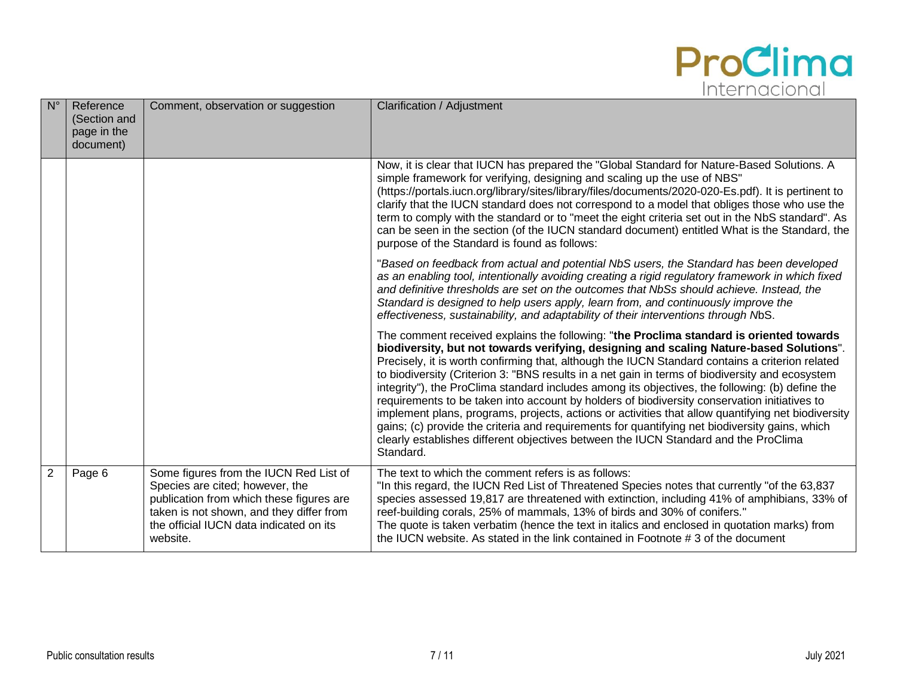| N° | Reference (Section and page in the document) | Comment, observation or suggestion | Clarification / Adjustment |
|---|---|---|---|
| | | | Now, it is clear that IUCN has prepared the "Global Standard for Nature-Based Solutions. A simple framework for verifying, designing and scaling up the use of NBS" (https://portals.iucn.org/library/sites/library/files/documents/2020-020-Es.pdf). It is pertinent to clarify that the IUCN standard does not correspond to a model that obliges those who use the term to comply with the standard or to "meet the eight criteria set out in the NbS standard". As can be seen in the section (of the IUCN standard document) entitled What is the Standard, the purpose of the Standard is found as follows:<br><br>"*Based on feedback from actual and potential NbS users, the Standard has been developed as an enabling tool, intentionally avoiding creating a rigid regulatory framework in which fixed and definitive thresholds are set on the outcomes that NbSs should achieve. Instead, the Standard is designed to help users apply, learn from, and continuously improve the effectiveness, sustainability, and adaptability of their interventions through N*bS.<br><br>The comment received explains the following: "**the Proclima standard is oriented towards biodiversity, but not towards verifying, designing and scaling Nature-based Solutions**". Precisely, it is worth confirming that, although the IUCN Standard contains a criterion related to biodiversity (Criterion 3: "BNS results in a net gain in terms of biodiversity and ecosystem integrity"), the ProClima standard includes among its objectives, the following: (b) define the requirements to be taken into account by holders of biodiversity conservation initiatives to implement plans, programs, projects, actions or activities that allow quantifying net biodiversity gains; (c) provide the criteria and requirements for quantifying net biodiversity gains, which clearly establishes different objectives between the IUCN Standard and the ProClima Standard. |
| 2 | Page 6 | Some figures from the IUCN Red List of Species are cited; however, the publication from which these figures are taken is not shown, and they differ from the official IUCN data indicated on its website. | The text to which the comment refers is as follows:<br>"In this regard, the IUCN Red List of Threatened Species notes that currently "of the 63,837 species assessed 19,817 are threatened with extinction, including 41% of amphibians, 33% of reef-building corals, 25% of mammals, 13% of birds and 30% of conifers."<br>The quote is taken verbatim (hence the text in italics and enclosed in quotation marks) from the IUCN website. As stated in the link contained in Footnote # 3 of the document |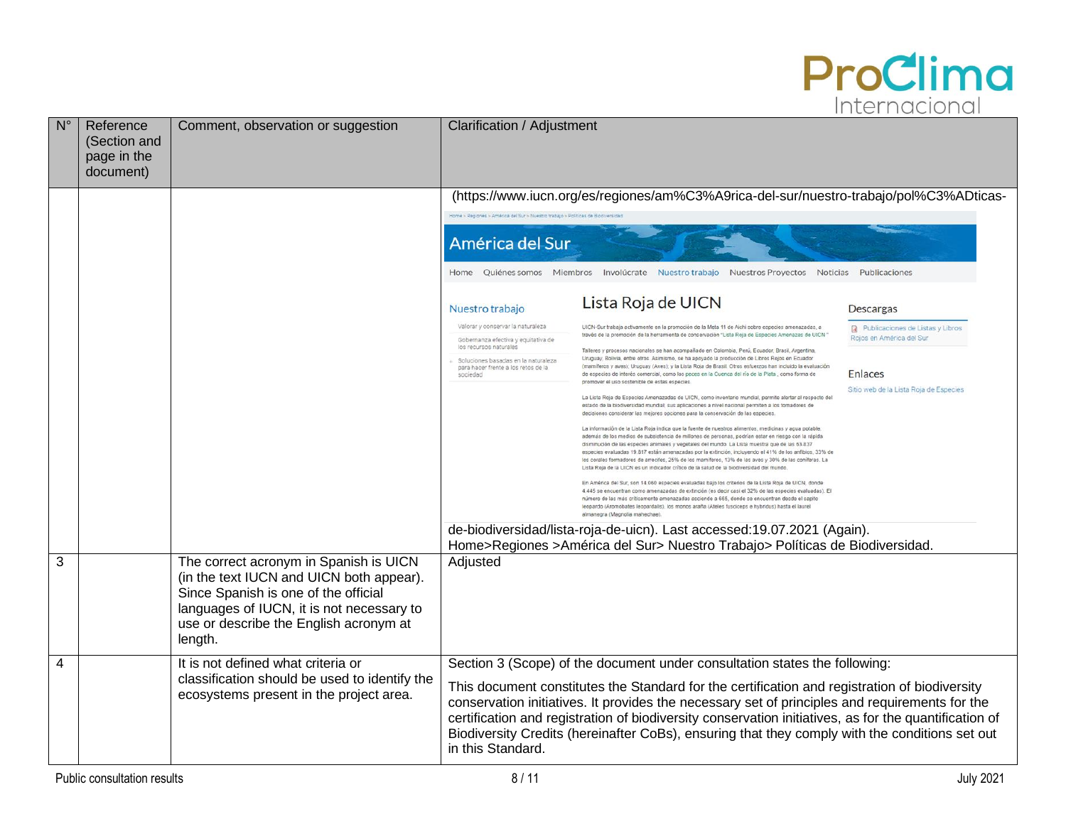| N° | Reference (Section and page in the document) | Comment, observation or suggestion | Clarification / Adjustment |
|---|---|---|---|
| | | | (https://www.iucn.org/es/regiones/am%C3%A9rica-del-sur/nuestro-trabajo/pol%C3%ADticas-de-biodiversidad/lista-roja-de-uicn). Last accessed:19.07.2021 (Again). Home>Regiones >América del Sur> Nuestro Trabajo> Políticas de Biodiversidad. |
| 3 | | The correct acronym in Spanish is UICN (in the text IUCN and UICN both appear). Since Spanish is one of the official languages of IUCN, it is not necessary to use or describe the English acronym at length. | Adjusted |
| 4 | | It is not defined what criteria or classification should be used to identify the ecosystems present in the project area. | Section 3 (Scope) of the document under consultation states the following: This document constitutes the Standard for the certification and registration of biodiversity conservation initiatives. It provides the necessary set of principles and requirements for the certification and registration of biodiversity conservation initiatives, as for the quantification of Biodiversity Credits (hereinafter CoBs), ensuring that they comply with the conditions set out in this Standard. |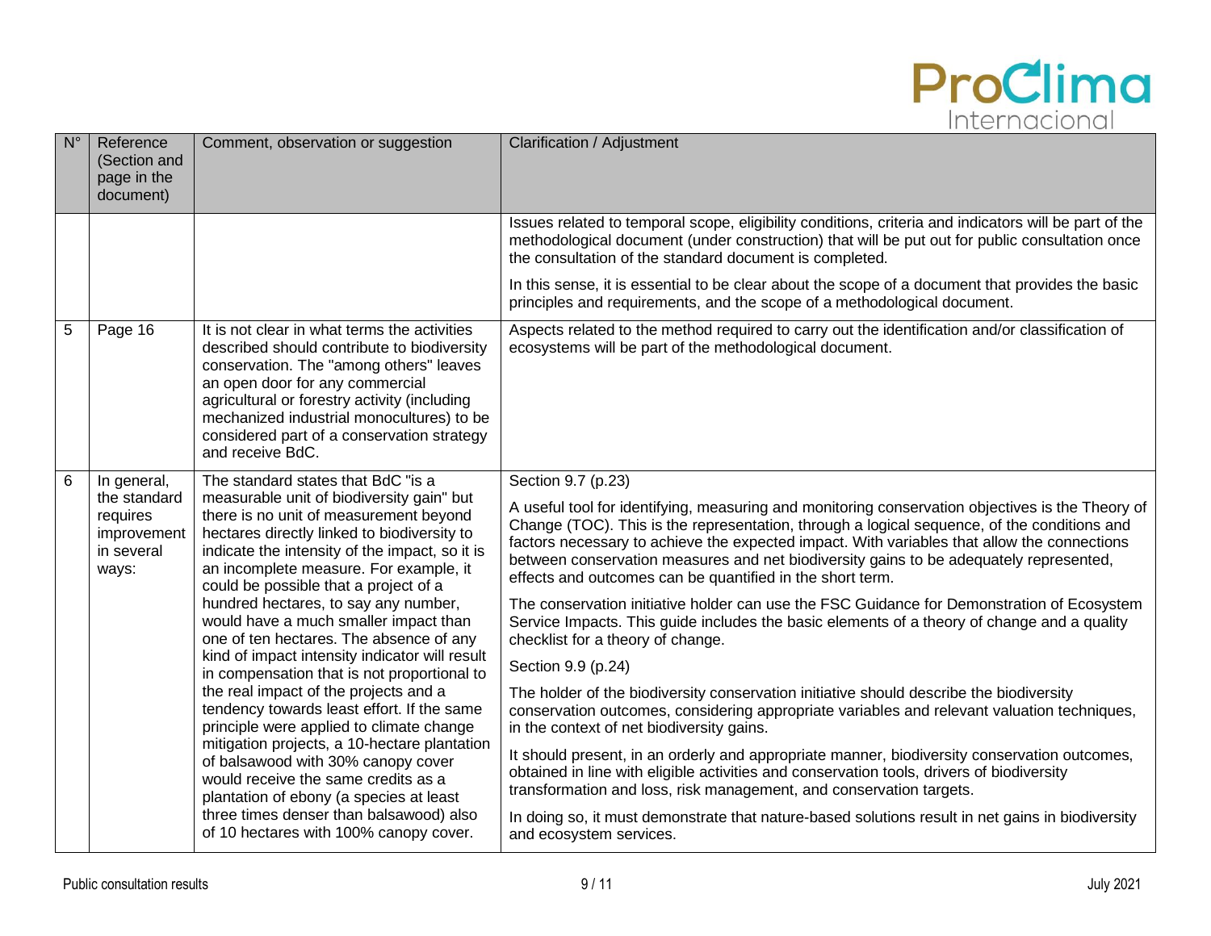| N° | Reference (Section and page in the document) | Comment, observation or suggestion | Clarification / Adjustment |
|---|---|---|---|
| | | | Issues related to temporal scope, eligibility conditions, criteria and indicators will be part of the methodological document (under construction) that will be put out for public consultation once the consultation of the standard document is completed.<br><br>In this sense, it is essential to be clear about the scope of a document that provides the basic principles and requirements, and the scope of a methodological document. |
| 5 | Page 16 | It is not clear in what terms the activities described should contribute to biodiversity conservation. The "among others" leaves an open door for any commercial agricultural or forestry activity (including mechanized industrial monocultures) to be considered part of a conservation strategy and receive BdC. | Aspects related to the method required to carry out the identification and/or classification of ecosystems will be part of the methodological document. |
| 6 | In general, the standard requires improvement in several ways: | The standard states that BdC "is a measurable unit of biodiversity gain" but there is no unit of measurement beyond hectares directly linked to biodiversity to indicate the intensity of the impact, so it is an incomplete measure. For example, it could be possible that a project of a hundred hectares, to say any number, would have a much smaller impact than one of ten hectares. The absence of any kind of impact intensity indicator will result in compensation that is not proportional to the real impact of the projects and a tendency towards least effort. If the same principle were applied to climate change mitigation projects, a 10-hectare plantation of balsawood with 30% canopy cover would receive the same credits as a plantation of ebony (a species at least three times denser than balsawood) also of 10 hectares with 100% canopy cover. | Section 9.7 (p.23)<br><br>A useful tool for identifying, measuring and monitoring conservation objectives is the Theory of Change (TOC). This is the representation, through a logical sequence, of the conditions and factors necessary to achieve the expected impact. With variables that allow the connections between conservation measures and net biodiversity gains to be adequately represented, effects and outcomes can be quantified in the short term.<br><br>The conservation initiative holder can use the FSC Guidance for Demonstration of Ecosystem Service Impacts. This guide includes the basic elements of a theory of change and a quality checklist for a theory of change.<br><br>Section 9.9 (p.24)<br><br>The holder of the biodiversity conservation initiative should describe the biodiversity conservation outcomes, considering appropriate variables and relevant valuation techniques, in the context of net biodiversity gains.<br><br>It should present, in an orderly and appropriate manner, biodiversity conservation outcomes, obtained in line with eligible activities and conservation tools, drivers of biodiversity transformation and loss, risk management, and conservation targets.<br><br>In doing so, it must demonstrate that nature-based solutions result in net gains in biodiversity and ecosystem services. |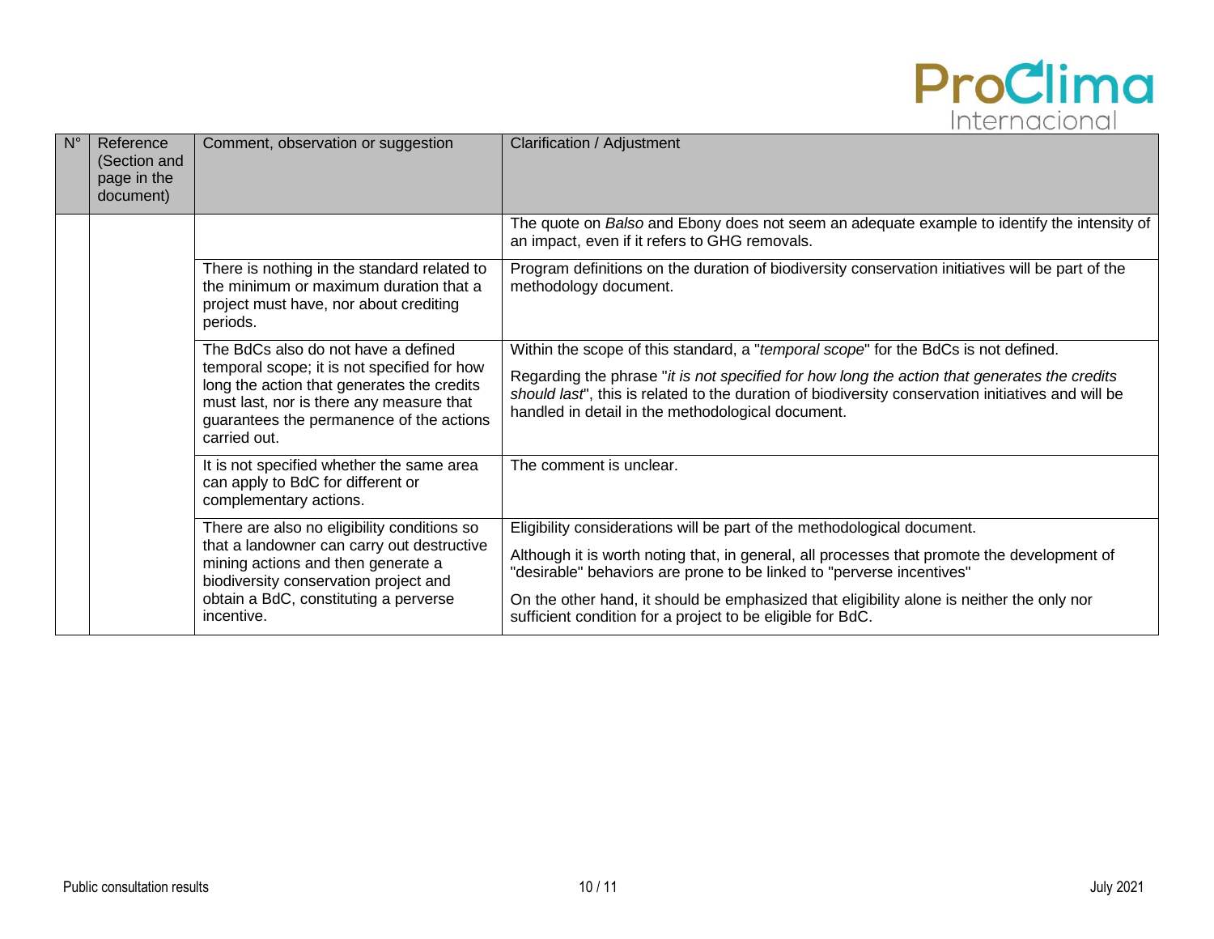| N° | Reference (Section and page in the document) | Comment, observation or suggestion | Clarification / Adjustment |
| --- | --- | --- | --- |
| | | | The quote on *Balso* and Ebony does not seem an adequate example to identify the intensity of an impact, even if it refers to GHG removals. |
| | | There is nothing in the standard related to the minimum or maximum duration that a project must have, nor about crediting periods. | Program definitions on the duration of biodiversity conservation initiatives will be part of the methodology document. |
| | | The BdCs also do not have a defined temporal scope; it is not specified for how long the action that generates the credits must last, nor is there any measure that guarantees the permanence of the actions carried out. | Within the scope of this standard, a "*temporal scope*" for the BdCs is not defined.<br><br>Regarding the phrase "*it is not specified for how long the action that generates the credits should last*", this is related to the duration of biodiversity conservation initiatives and will be handled in detail in the methodological document. |
| | | It is not specified whether the same area can apply to BdC for different or complementary actions. | The comment is unclear. |
| | | There are also no eligibility conditions so that a landowner can carry out destructive mining actions and then generate a biodiversity conservation project and obtain a BdC, constituting a perverse incentive. | Eligibility considerations will be part of the methodological document.<br><br>Although it is worth noting that, in general, all processes that promote the development of "desirable" behaviors are prone to be linked to "perverse incentives"<br><br>On the other hand, it should be emphasized that eligibility alone is neither the only nor sufficient condition for a project to be eligible for BdC. |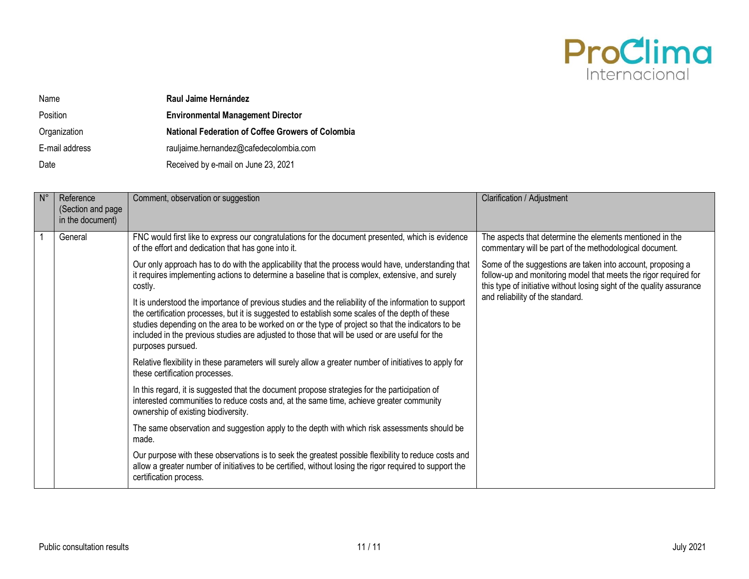| | |
|---|---|
| Name | **Raul Jaime Hernández** |
| Position | **Environmental Management Director** |
| Organization | **National Federation of Coffee Growers of Colombia** |
| E-mail address | rauljaime.hernandez@cafedecolombia.com |
| Date | Received by e-mail on June 23, 2021 |

| N° | Reference (Section and page in the document) | Comment, observation or suggestion | Clarification / Adjustment |
|---|---|---|---|
| 1 | General | FNC would first like to express our congratulations for the document presented, which is evidence of the effort and dedication that has gone into it.<br><br>Our only approach has to do with the applicability that the process would have, understanding that it requires implementing actions to determine a baseline that is complex, extensive, and surely costly.<br><br>It is understood the importance of previous studies and the reliability of the information to support the certification processes, but it is suggested to establish some scales of the depth of these studies depending on the area to be worked on or the type of project so that the indicators to be included in the previous studies are adjusted to those that will be used or are useful for the purposes pursued.<br><br>Relative flexibility in these parameters will surely allow a greater number of initiatives to apply for these certification processes.<br><br>In this regard, it is suggested that the document propose strategies for the participation of interested communities to reduce costs and, at the same time, achieve greater community ownership of existing biodiversity.<br><br>The same observation and suggestion apply to the depth with which risk assessments should be made.<br><br>Our purpose with these observations is to seek the greatest possible flexibility to reduce costs and allow a greater number of initiatives to be certified, without losing the rigor required to support the certification process. | The aspects that determine the elements mentioned in the commentary will be part of the methodological document.<br><br>Some of the suggestions are taken into account, proposing a follow-up and monitoring model that meets the rigor required for this type of initiative without losing sight of the quality assurance and reliability of the standard. |